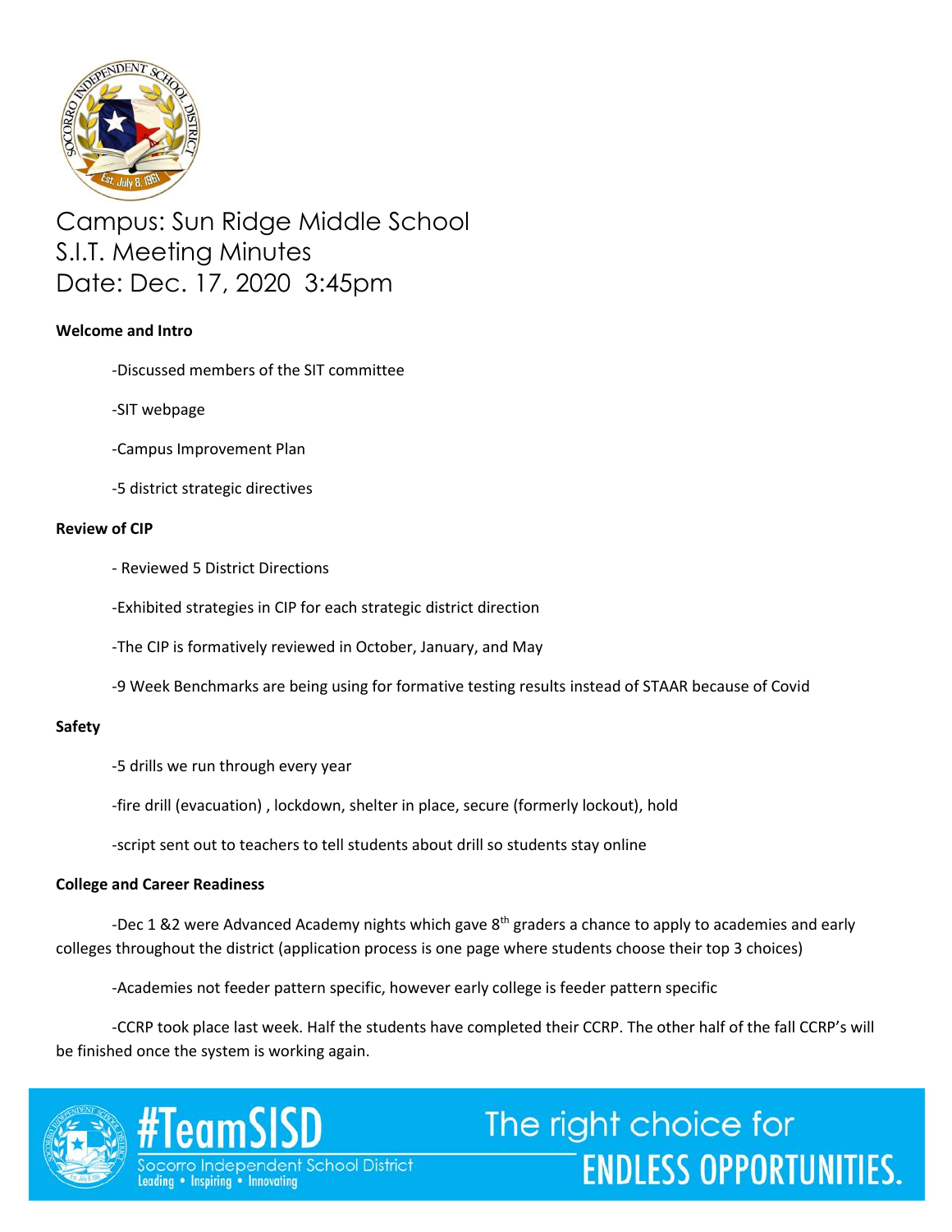# Campus: Sun Ridge Middle School
# S.I.T. Meeting Minutes
# Date: Dec. 17, 2020 3:45pm

**Welcome and Intro**

-Discussed members of the SIT committee

-SIT webpage

-Campus Improvement Plan

-5 district strategic directives

**Review of CIP**

- Reviewed 5 District Directions

-Exhibited strategies in CIP for each strategic district direction

-The CIP is formatively reviewed in October, January, and May

-9 Week Benchmarks are being using for formative testing results instead of STAAR because of Covid

**Safety**

-5 drills we run through every year

-fire drill (evacuation) , lockdown, shelter in place, secure (formerly lockout), hold

-script sent out to teachers to tell students about drill so students stay online

**College and Career Readiness**

-Dec 1 &2 were Advanced Academy nights which gave 8th graders a chance to apply to academies and early colleges throughout the district (application process is one page where students choose their top 3 choices)

-Academies not feeder pattern specific, however early college is feeder pattern specific

-CCRP took place last week. Half the students have completed their CCRP. The other half of the fall CCRP's will be finished once the system is working again.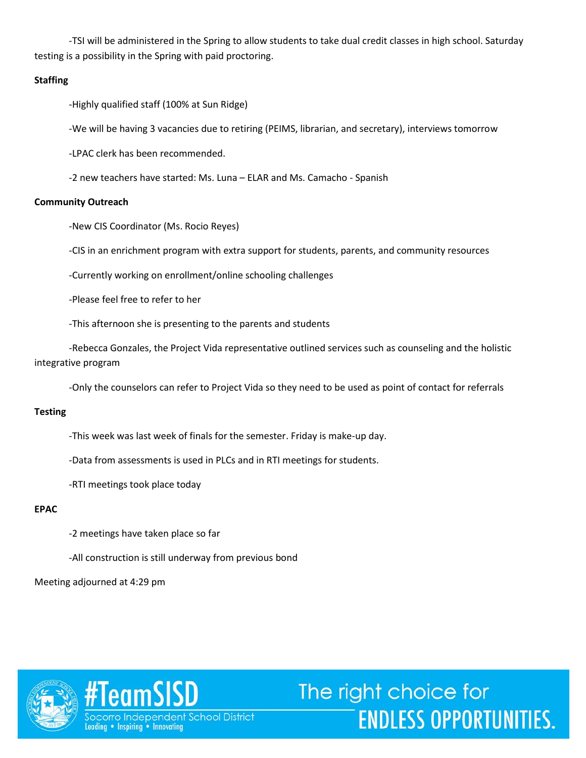-TSI will be administered in the Spring to allow students to take dual credit classes in high school. Saturday testing is a possibility in the Spring with paid proctoring.

**Staffing**

-Highly qualified staff (100% at Sun Ridge)

-We will be having 3 vacancies due to retiring (PEIMS, librarian, and secretary), interviews tomorrow

-LPAC clerk has been recommended.

-2 new teachers have started: Ms. Luna – ELAR and Ms. Camacho - Spanish

**Community Outreach**

-New CIS Coordinator (Ms. Rocio Reyes)

-CIS in an enrichment program with extra support for students, parents, and community resources

-Currently working on enrollment/online schooling challenges

-Please feel free to refer to her

-This afternoon she is presenting to the parents and students

-Rebecca Gonzales, the Project Vida representative outlined services such as counseling and the holistic integrative program

-Only the counselors can refer to Project Vida so they need to be used as point of contact for referrals

**Testing**

-This week was last week of finals for the semester. Friday is make-up day.

-Data from assessments is used in PLCs and in RTI meetings for students.

-RTI meetings took place today

**EPAC**

-2 meetings have taken place so far

-All construction is still underway from previous bond

Meeting adjourned at 4:29 pm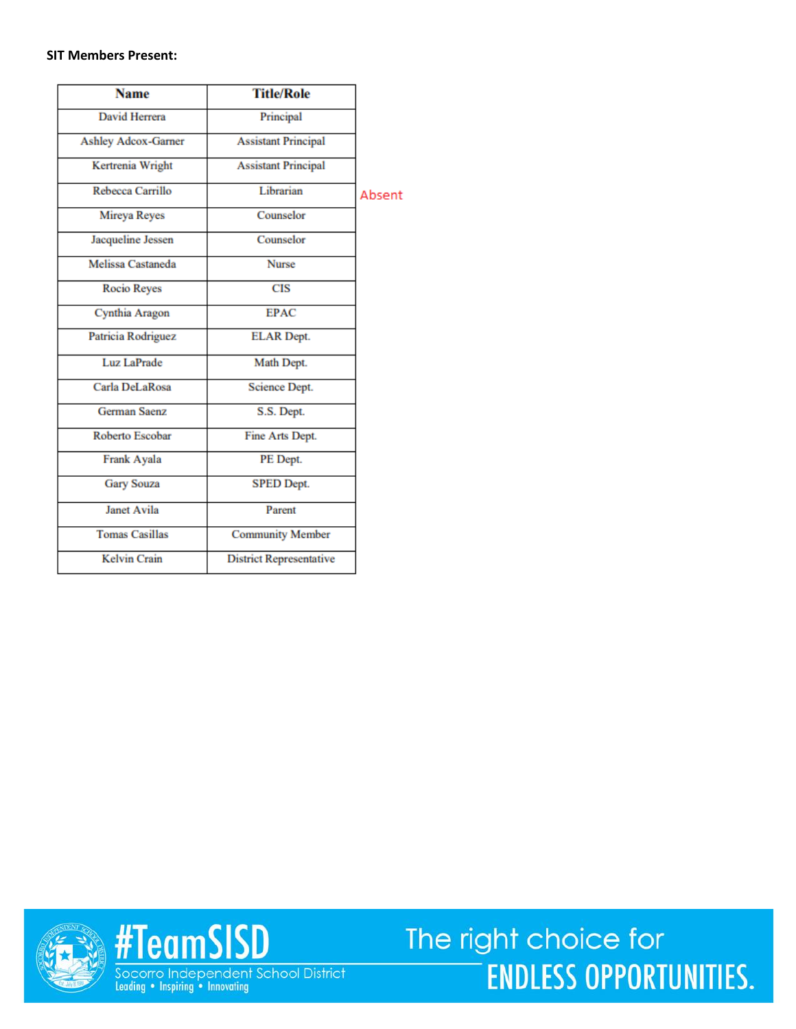**SIT Members Present:**

| Name | Title/Role | |
|---|---|---|
| David Herrera | Principal | |
| Ashley Adcox-Garner | Assistant Principal | |
| Kertrenia Wright | Assistant Principal | |
| Rebecca Carrillo | Librarian | Absent |
| Mireya Reyes | Counselor | |
| Jacqueline Jessen | Counselor | |
| Melissa Castaneda | Nurse | |
| Rocio Reyes | CIS | |
| Cynthia Aragon | EPAC | |
| Patricia Rodriguez | ELAR Dept. | |
| Luz LaPrade | Math Dept. | |
| Carla DeLaRosa | Science Dept. | |
| German Saenz | S.S. Dept. | |
| Roberto Escobar | Fine Arts Dept. | |
| Frank Ayala | PE Dept. | |
| Gary Souza | SPED Dept. | |
| Janet Avila | Parent | |
| Tomas Casillas | Community Member | |
| Kelvin Crain | District Representative | |